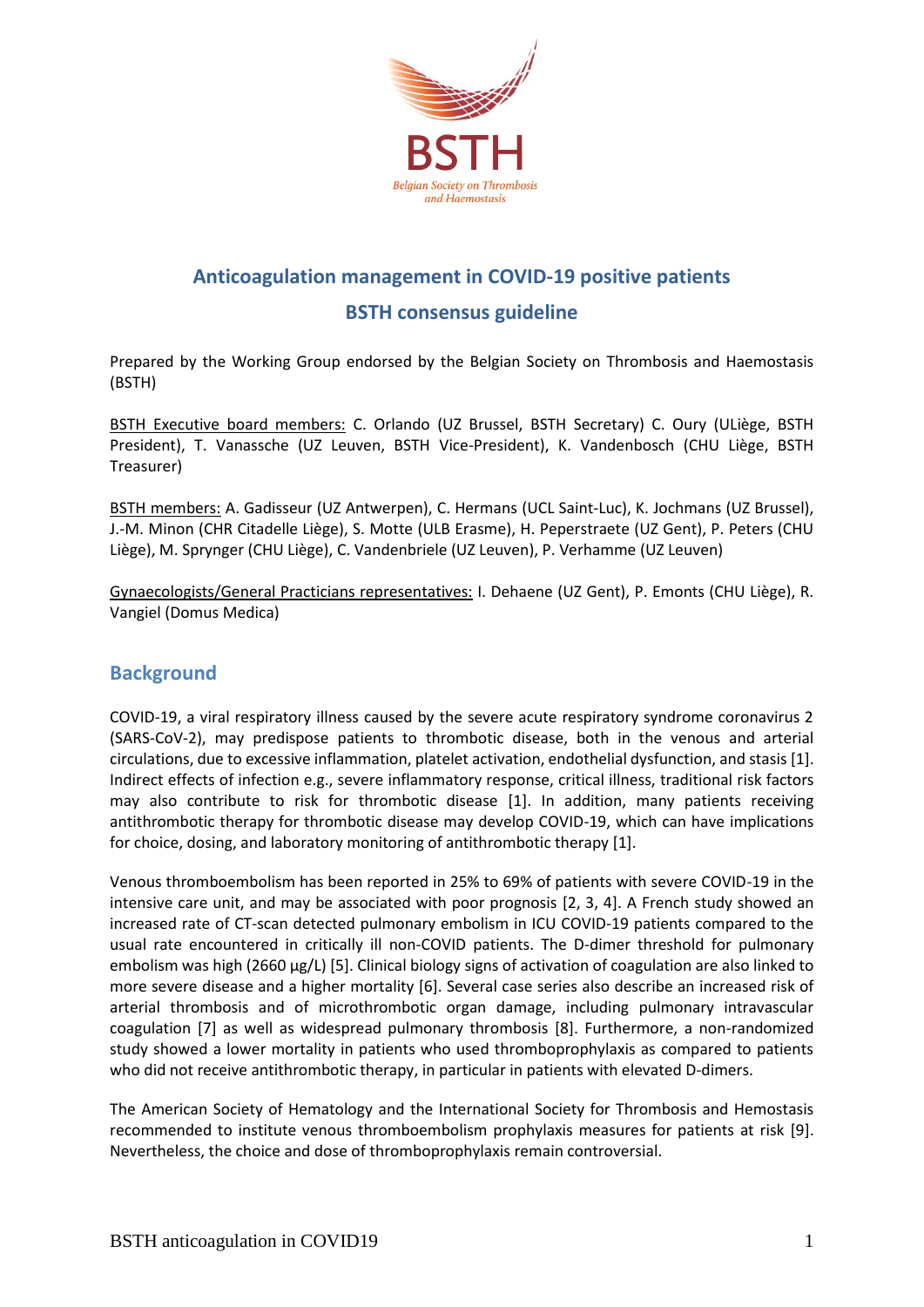# Anticoagulation management in COVID-19 positive patients

## BSTH consensus guideline

Prepared by the Working Group endorsed by the Belgian Society on Thrombosis and Haemostasis (BSTH)

BSTH Executive board members: C. Orlando (UZ Brussel, BSTH Secretary) C. Oury (ULiège, BSTH President), T. Vanassche (UZ Leuven, BSTH Vice-President), K. Vandenbosch (CHU Liège, BSTH Treasurer)

BSTH members: A. Gadisseur (UZ Antwerpen), C. Hermans (UCL Saint-Luc), K. Jochmans (UZ Brussel), J.-M. Minon (CHR Citadelle Liège), S. Motte (ULB Erasme), H. Peperstraete (UZ Gent), P. Peters (CHU Liège), M. Sprynger (CHU Liège), C. Vandenbriele (UZ Leuven), P. Verhamme (UZ Leuven)

Gynaecologists/General Practicians representatives: I. Dehaene (UZ Gent), P. Emonts (CHU Liège), R. Vangiel (Domus Medica)

## Background

COVID-19, a viral respiratory illness caused by the severe acute respiratory syndrome coronavirus 2 (SARS-CoV-2), may predispose patients to thrombotic disease, both in the venous and arterial circulations, due to excessive inflammation, platelet activation, endothelial dysfunction, and stasis [1]. Indirect effects of infection e.g., severe inflammatory response, critical illness, traditional risk factors may also contribute to risk for thrombotic disease [1]. In addition, many patients receiving antithrombotic therapy for thrombotic disease may develop COVID-19, which can have implications for choice, dosing, and laboratory monitoring of antithrombotic therapy [1].

Venous thromboembolism has been reported in 25% to 69% of patients with severe COVID-19 in the intensive care unit, and may be associated with poor prognosis [2, 3, 4]. A French study showed an increased rate of CT-scan detected pulmonary embolism in ICU COVID-19 patients compared to the usual rate encountered in critically ill non-COVID patients. The D-dimer threshold for pulmonary embolism was high (2660 µg/L) [5]. Clinical biology signs of activation of coagulation are also linked to more severe disease and a higher mortality [6]. Several case series also describe an increased risk of arterial thrombosis and of microthrombotic organ damage, including pulmonary intravascular coagulation [7] as well as widespread pulmonary thrombosis [8]. Furthermore, a non-randomized study showed a lower mortality in patients who used thromboprophylaxis as compared to patients who did not receive antithrombotic therapy, in particular in patients with elevated D-dimers.

The American Society of Hematology and the International Society for Thrombosis and Hemostasis recommended to institute venous thromboembolism prophylaxis measures for patients at risk [9]. Nevertheless, the choice and dose of thromboprophylaxis remain controversial.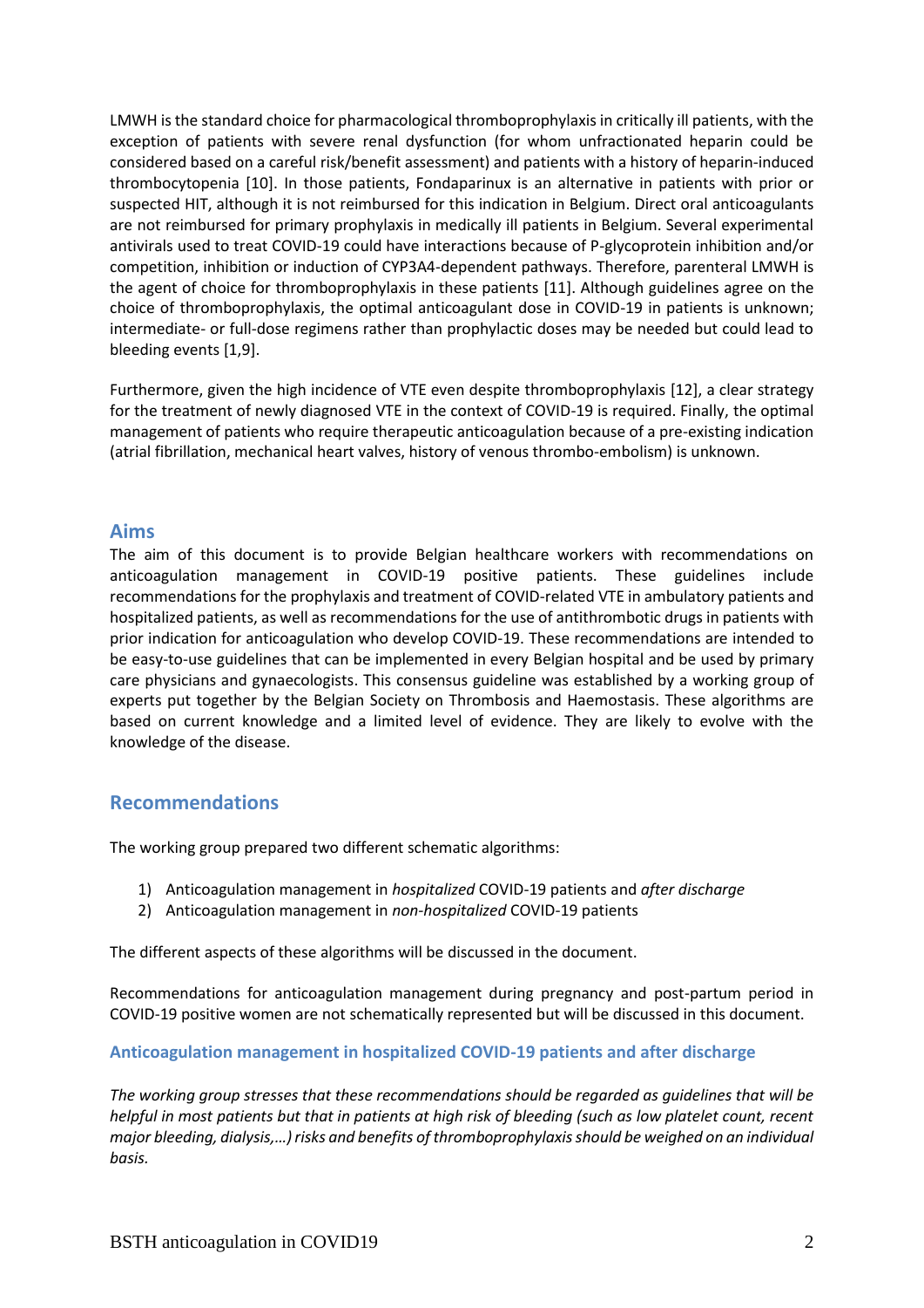LMWH is the standard choice for pharmacological thromboprophylaxis in critically ill patients, with the exception of patients with severe renal dysfunction (for whom unfractionated heparin could be considered based on a careful risk/benefit assessment) and patients with a history of heparin-induced thrombocytopenia [10]. In those patients, Fondaparinux is an alternative in patients with prior or suspected HIT, although it is not reimbursed for this indication in Belgium. Direct oral anticoagulants are not reimbursed for primary prophylaxis in medically ill patients in Belgium. Several experimental antivirals used to treat COVID-19 could have interactions because of P-glycoprotein inhibition and/or competition, inhibition or induction of CYP3A4-dependent pathways. Therefore, parenteral LMWH is the agent of choice for thromboprophylaxis in these patients [11]. Although guidelines agree on the choice of thromboprophylaxis, the optimal anticoagulant dose in COVID-19 in patients is unknown; intermediate- or full-dose regimens rather than prophylactic doses may be needed but could lead to bleeding events [1,9].

Furthermore, given the high incidence of VTE even despite thromboprophylaxis [12], a clear strategy for the treatment of newly diagnosed VTE in the context of COVID-19 is required. Finally, the optimal management of patients who require therapeutic anticoagulation because of a pre-existing indication (atrial fibrillation, mechanical heart valves, history of venous thrombo-embolism) is unknown.

## Aims

The aim of this document is to provide Belgian healthcare workers with recommendations on anticoagulation management in COVID-19 positive patients. These guidelines include recommendations for the prophylaxis and treatment of COVID-related VTE in ambulatory patients and hospitalized patients, as well as recommendations for the use of antithrombotic drugs in patients with prior indication for anticoagulation who develop COVID-19. These recommendations are intended to be easy-to-use guidelines that can be implemented in every Belgian hospital and be used by primary care physicians and gynaecologists. This consensus guideline was established by a working group of experts put together by the Belgian Society on Thrombosis and Haemostasis. These algorithms are based on current knowledge and a limited level of evidence. They are likely to evolve with the knowledge of the disease.

## Recommendations

The working group prepared two different schematic algorithms:

1) Anticoagulation management in *hospitalized* COVID-19 patients and *after discharge*
2) Anticoagulation management in *non-hospitalized* COVID-19 patients

The different aspects of these algorithms will be discussed in the document.

Recommendations for anticoagulation management during pregnancy and post-partum period in COVID-19 positive women are not schematically represented but will be discussed in this document.

### Anticoagulation management in hospitalized COVID-19 patients and after discharge

*The working group stresses that these recommendations should be regarded as guidelines that will be helpful in most patients but that in patients at high risk of bleeding (such as low platelet count, recent major bleeding, dialysis,…) risks and benefits of thromboprophylaxis should be weighed on an individual basis.*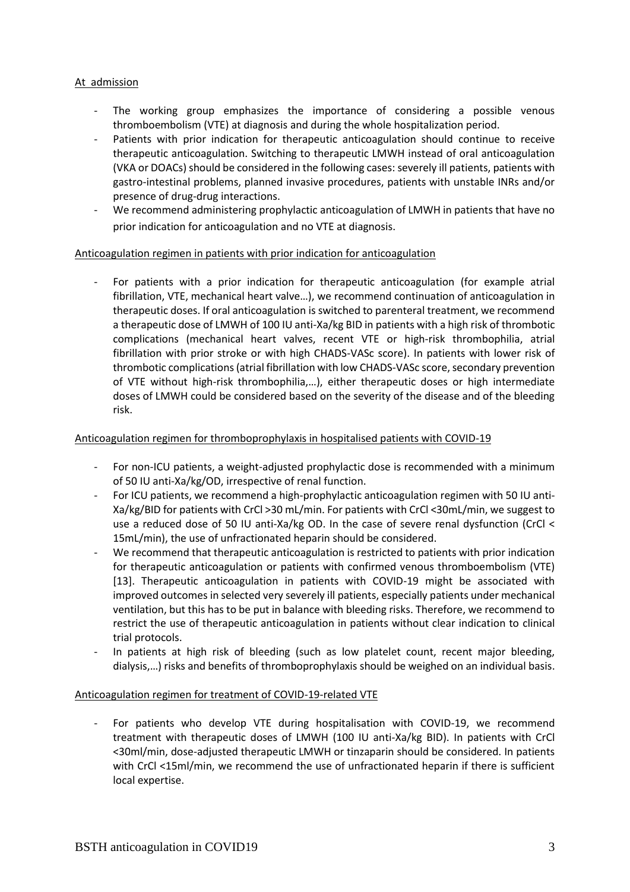At admission

- The working group emphasizes the importance of considering a possible venous thromboembolism (VTE) at diagnosis and during the whole hospitalization period.
- Patients with prior indication for therapeutic anticoagulation should continue to receive therapeutic anticoagulation. Switching to therapeutic LMWH instead of oral anticoagulation (VKA or DOACs) should be considered in the following cases: severely ill patients, patients with gastro-intestinal problems, planned invasive procedures, patients with unstable INRs and/or presence of drug-drug interactions.
- We recommend administering prophylactic anticoagulation of LMWH in patients that have no prior indication for anticoagulation and no VTE at diagnosis.

Anticoagulation regimen in patients with prior indication for anticoagulation

- For patients with a prior indication for therapeutic anticoagulation (for example atrial fibrillation, VTE, mechanical heart valve…), we recommend continuation of anticoagulation in therapeutic doses. If oral anticoagulation is switched to parenteral treatment, we recommend a therapeutic dose of LMWH of 100 IU anti-Xa/kg BID in patients with a high risk of thrombotic complications (mechanical heart valves, recent VTE or high-risk thrombophilia, atrial fibrillation with prior stroke or with high CHADS-VASc score). In patients with lower risk of thrombotic complications (atrial fibrillation with low CHADS-VASc score, secondary prevention of VTE without high-risk thrombophilia,…), either therapeutic doses or high intermediate doses of LMWH could be considered based on the severity of the disease and of the bleeding risk.

Anticoagulation regimen for thromboprophylaxis in hospitalised patients with COVID-19

- For non-ICU patients, a weight-adjusted prophylactic dose is recommended with a minimum of 50 IU anti-Xa/kg/OD, irrespective of renal function.
- For ICU patients, we recommend a high-prophylactic anticoagulation regimen with 50 IU anti-Xa/kg/BID for patients with CrCl >30 mL/min. For patients with CrCl <30mL/min, we suggest to use a reduced dose of 50 IU anti-Xa/kg OD. In the case of severe renal dysfunction (CrCl < 15mL/min), the use of unfractionated heparin should be considered.
- We recommend that therapeutic anticoagulation is restricted to patients with prior indication for therapeutic anticoagulation or patients with confirmed venous thromboembolism (VTE) [13]. Therapeutic anticoagulation in patients with COVID-19 might be associated with improved outcomes in selected very severely ill patients, especially patients under mechanical ventilation, but this has to be put in balance with bleeding risks. Therefore, we recommend to restrict the use of therapeutic anticoagulation in patients without clear indication to clinical trial protocols.
- In patients at high risk of bleeding (such as low platelet count, recent major bleeding, dialysis,…) risks and benefits of thromboprophylaxis should be weighed on an individual basis.

Anticoagulation regimen for treatment of COVID-19-related VTE

- For patients who develop VTE during hospitalisation with COVID-19, we recommend treatment with therapeutic doses of LMWH (100 IU anti-Xa/kg BID). In patients with CrCl <30ml/min, dose-adjusted therapeutic LMWH or tinzaparin should be considered. In patients with CrCl <15ml/min, we recommend the use of unfractionated heparin if there is sufficient local expertise.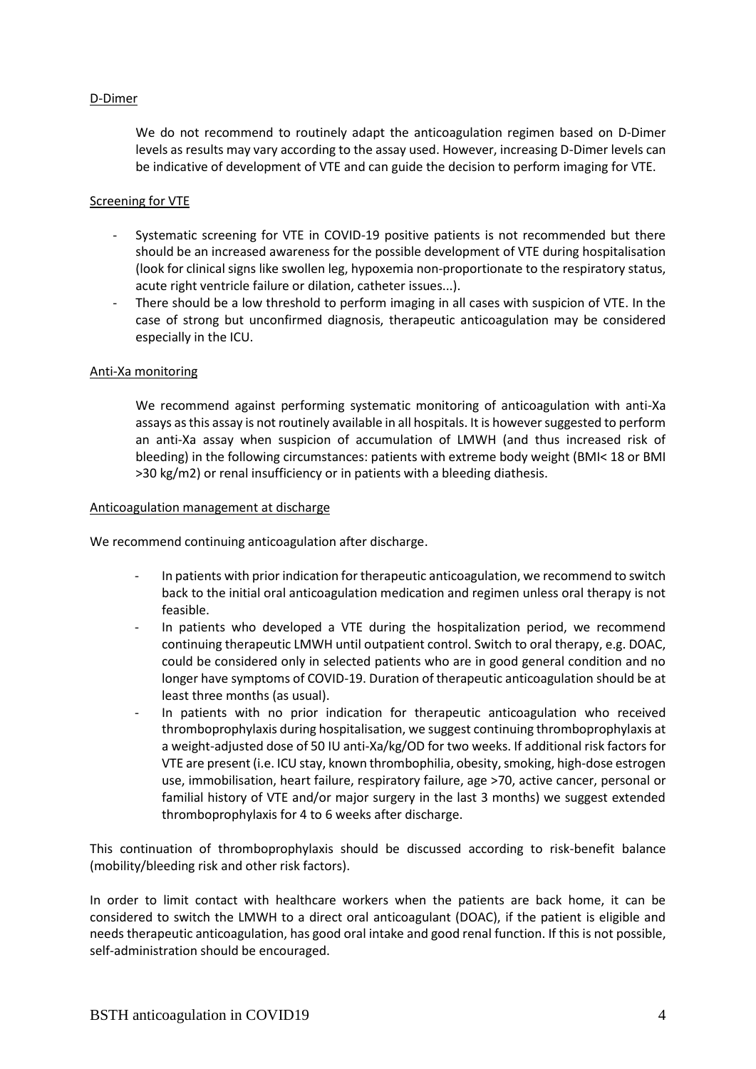## D-Dimer

We do not recommend to routinely adapt the anticoagulation regimen based on D-Dimer levels as results may vary according to the assay used. However, increasing D-Dimer levels can be indicative of development of VTE and can guide the decision to perform imaging for VTE.

## Screening for VTE

- Systematic screening for VTE in COVID-19 positive patients is not recommended but there should be an increased awareness for the possible development of VTE during hospitalisation (look for clinical signs like swollen leg, hypoxemia non-proportionate to the respiratory status, acute right ventricle failure or dilation, catheter issues...).
- There should be a low threshold to perform imaging in all cases with suspicion of VTE. In the case of strong but unconfirmed diagnosis, therapeutic anticoagulation may be considered especially in the ICU.

## Anti-Xa monitoring

We recommend against performing systematic monitoring of anticoagulation with anti-Xa assays as this assay is not routinely available in all hospitals. It is however suggested to perform an anti-Xa assay when suspicion of accumulation of LMWH (and thus increased risk of bleeding) in the following circumstances: patients with extreme body weight (BMI< 18 or BMI >30 kg/m2) or renal insufficiency or in patients with a bleeding diathesis.

## Anticoagulation management at discharge

We recommend continuing anticoagulation after discharge.

- In patients with prior indication for therapeutic anticoagulation, we recommend to switch back to the initial oral anticoagulation medication and regimen unless oral therapy is not feasible.
- In patients who developed a VTE during the hospitalization period, we recommend continuing therapeutic LMWH until outpatient control. Switch to oral therapy, e.g. DOAC, could be considered only in selected patients who are in good general condition and no longer have symptoms of COVID-19. Duration of therapeutic anticoagulation should be at least three months (as usual).
- In patients with no prior indication for therapeutic anticoagulation who received thromboprophylaxis during hospitalisation, we suggest continuing thromboprophylaxis at a weight-adjusted dose of 50 IU anti-Xa/kg/OD for two weeks. If additional risk factors for VTE are present (i.e. ICU stay, known thrombophilia, obesity, smoking, high-dose estrogen use, immobilisation, heart failure, respiratory failure, age >70, active cancer, personal or familial history of VTE and/or major surgery in the last 3 months) we suggest extended thromboprophylaxis for 4 to 6 weeks after discharge.

This continuation of thromboprophylaxis should be discussed according to risk-benefit balance (mobility/bleeding risk and other risk factors).

In order to limit contact with healthcare workers when the patients are back home, it can be considered to switch the LMWH to a direct oral anticoagulant (DOAC), if the patient is eligible and needs therapeutic anticoagulation, has good oral intake and good renal function. If this is not possible, self-administration should be encouraged.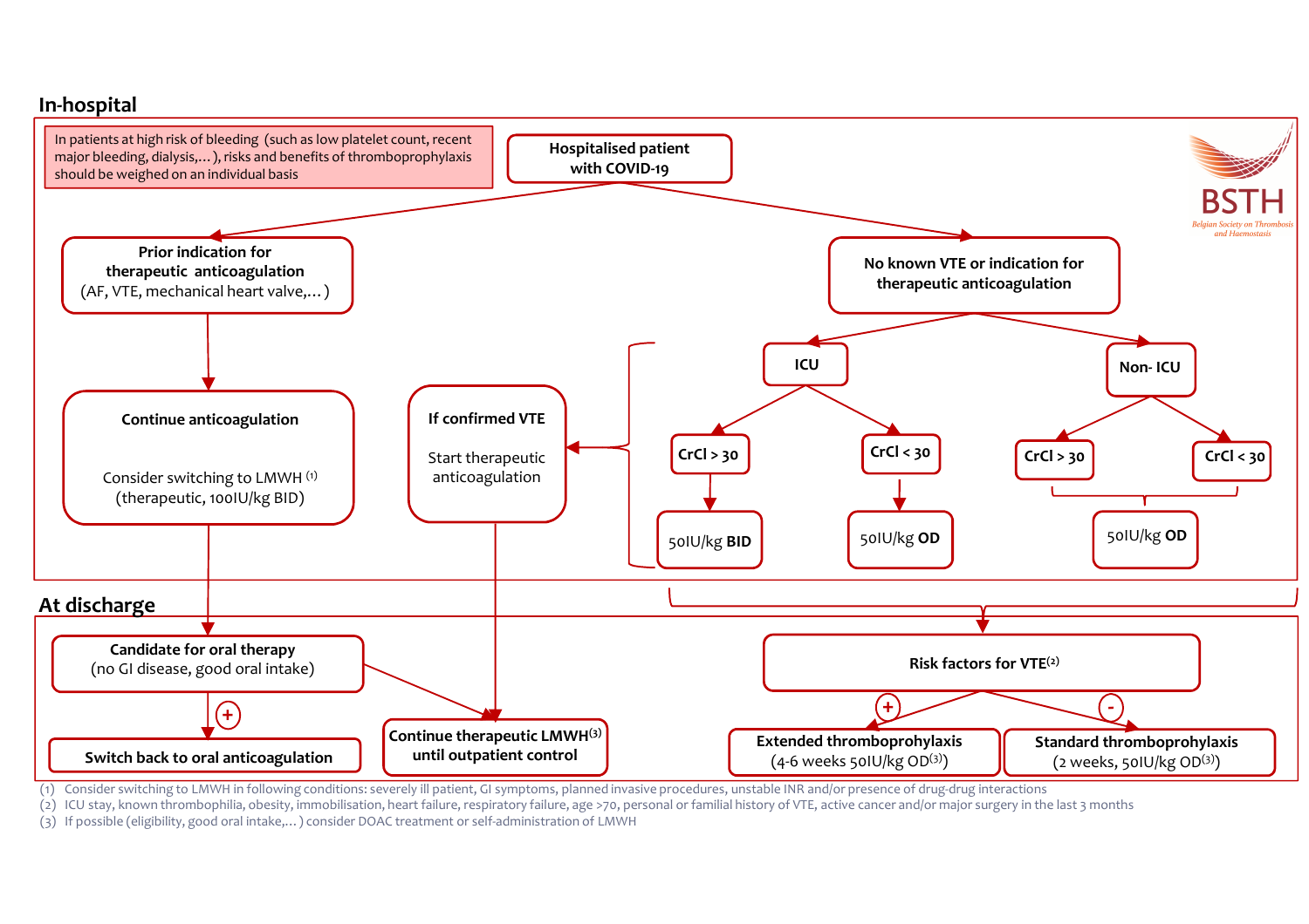## In-hospital

In patients at high risk of bleeding (such as low platelet count, recent major bleeding, dialysis,…), risks and benefits of thromboprophylaxis should be weighed on an individual basis

**Hospitalised patient with COVID-19**

- **Prior indication for therapeutic anticoagulation** (AF, VTE, mechanical heart valve,…)
  - **Continue anticoagulation**
    Consider switching to LMWH [1] (therapeutic, 100IU/kg BID)
- **No known VTE or indication for therapeutic anticoagulation**
  - **ICU**
    - **CrCl > 30** → 50IU/kg **BID**
    - **CrCl < 30** → 50IU/kg **OD**
  - **Non- ICU**
    - **CrCl > 30** / **CrCl < 30** → 50IU/kg **OD**
  - **If confirmed VTE**
    Start therapeutic anticoagulation

BSTH – Belgian Society on Thrombosis and Haemostasis

## At discharge

- From "Continue anticoagulation": **Candidate for oral therapy** (no GI disease, good oral intake)
  - (+) **Switch back to oral anticoagulation**
  - (–) **Continue therapeutic LMWH[3] until outpatient control**
- From "If confirmed VTE": **Continue therapeutic LMWH[3] until outpatient control**
- From thromboprophylaxis (ICU / Non-ICU): **Risk factors for VTE[2]**
  - (+) **Extended thromboprophylaxis** (4-6 weeks 50IU/kg OD[3])
  - (-) **Standard thromboprophylaxis** (2 weeks, 50IU/kg OD[3])

(1) Consider switching to LMWH in following conditions: severely ill patient, GI symptoms, planned invasive procedures, unstable INR and/or presence of drug-drug interactions
(2) ICU stay, known thrombophilia, obesity, immobilisation, heart failure, respiratory failure, age >70, personal or familial history of VTE, active cancer and/or major surgery in the last 3 months
(3) If possible (eligibility, good oral intake,…) consider DOAC treatment or self-administration of LMWH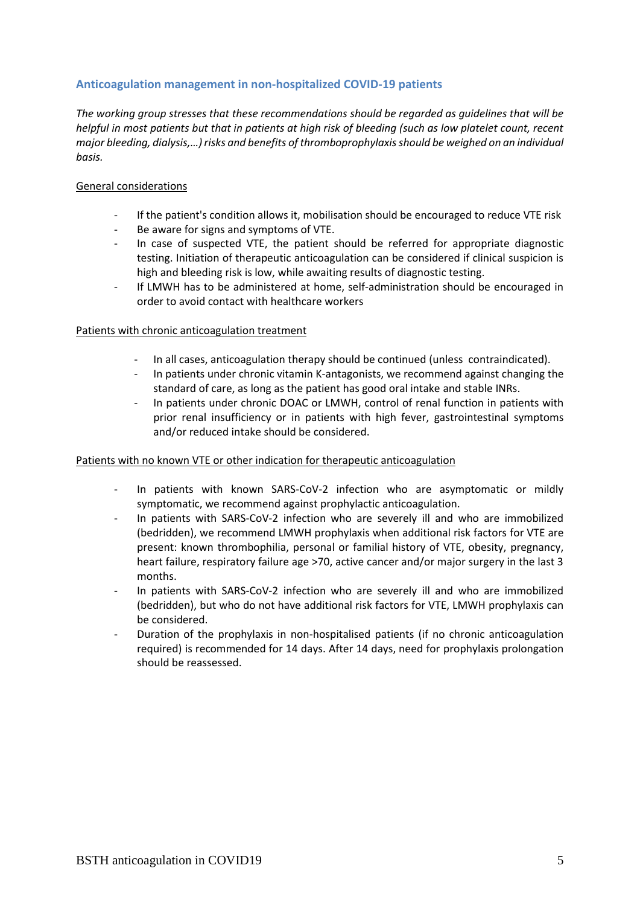## Anticoagulation management in non-hospitalized COVID-19 patients

*The working group stresses that these recommendations should be regarded as guidelines that will be helpful in most patients but that in patients at high risk of bleeding (such as low platelet count, recent major bleeding, dialysis,…) risks and benefits of thromboprophylaxis should be weighed on an individual basis.*

### General considerations

- If the patient's condition allows it, mobilisation should be encouraged to reduce VTE risk
- Be aware for signs and symptoms of VTE.
- In case of suspected VTE, the patient should be referred for appropriate diagnostic testing. Initiation of therapeutic anticoagulation can be considered if clinical suspicion is high and bleeding risk is low, while awaiting results of diagnostic testing.
- If LMWH has to be administered at home, self-administration should be encouraged in order to avoid contact with healthcare workers

### Patients with chronic anticoagulation treatment

- In all cases, anticoagulation therapy should be continued (unless contraindicated).
- In patients under chronic vitamin K-antagonists, we recommend against changing the standard of care, as long as the patient has good oral intake and stable INRs.
- In patients under chronic DOAC or LMWH, control of renal function in patients with prior renal insufficiency or in patients with high fever, gastrointestinal symptoms and/or reduced intake should be considered.

### Patients with no known VTE or other indication for therapeutic anticoagulation

- In patients with known SARS-CoV-2 infection who are asymptomatic or mildly symptomatic, we recommend against prophylactic anticoagulation.
- In patients with SARS-CoV-2 infection who are severely ill and who are immobilized (bedridden), we recommend LMWH prophylaxis when additional risk factors for VTE are present: known thrombophilia, personal or familial history of VTE, obesity, pregnancy, heart failure, respiratory failure age >70, active cancer and/or major surgery in the last 3 months.
- In patients with SARS-CoV-2 infection who are severely ill and who are immobilized (bedridden), but who do not have additional risk factors for VTE, LMWH prophylaxis can be considered.
- Duration of the prophylaxis in non-hospitalised patients (if no chronic anticoagulation required) is recommended for 14 days. After 14 days, need for prophylaxis prolongation should be reassessed.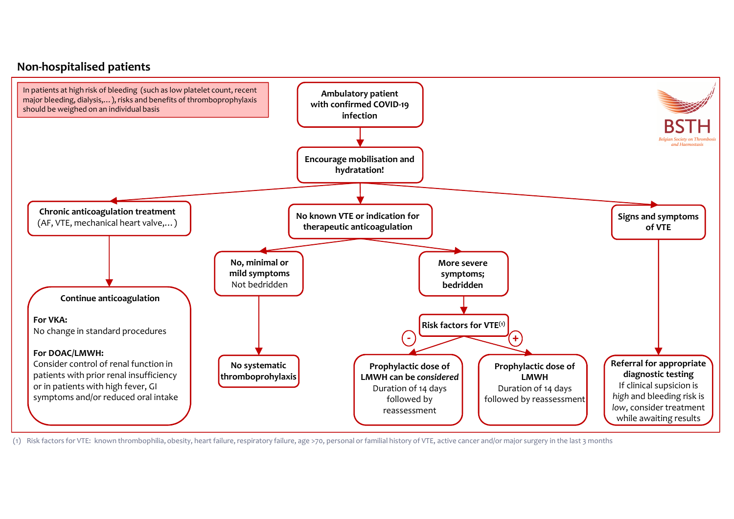## Non-hospitalised patients

In patients at high risk of bleeding (such as low platelet count, recent major bleeding, dialysis,… ), risks and benefits of thromboprophylaxis should be weighed on an individual basis

BSTH
*Belgian Society on Thrombosis and Haemostasis*

**Ambulatory patient with confirmed COVID-19 infection**

→ **Encourage mobilisation and hydratation!**

→ Branches:

1. **Chronic anticoagulation treatment** (AF, VTE, mechanical heart valve,… )
   - → **Continue anticoagulation**
     - **For VKA:** No change in standard procedures
     - **For DOAC/LMWH:** Consider control of renal function in patients with prior renal insufficiency or in patients with high fever, GI symptoms and/or reduced oral intake

2. **No known VTE or indication for therapeutic anticoagulation**
   - **No, minimal or mild symptoms** Not bedridden
     - → **No systematic thromboprophylaxis**
   - **More severe symptoms; bedridden**
     - → **Risk factors for VTE**[1]
       - **(-)** → **Prophylactic dose of LMWH can be *considered*** Duration of 14 days followed by reassessment
       - **(+)** → **Prophylactic dose of LMWH** Duration of 14 days followed by reassessment

3. **Signs and symptoms of VTE**
   - → **Referral for appropriate diagnostic testing** If clinical suspicion is *high* and bleeding risk is *low*, consider treatment while awaiting results

(1) Risk factors for VTE: known thrombophilia, obesity, heart failure, respiratory failure, age >70, personal or familial history of VTE, active cancer and/or major surgery in the last 3 months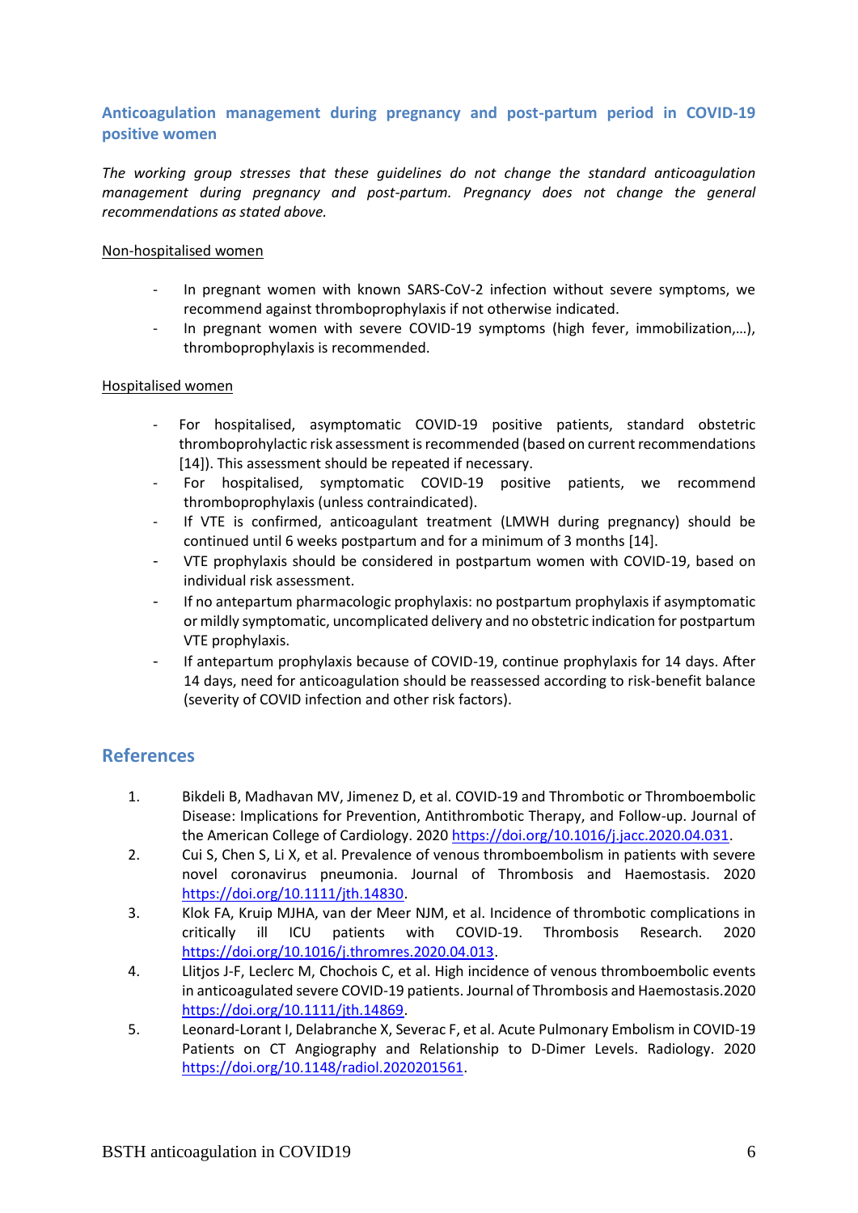### Anticoagulation management during pregnancy and post-partum period in COVID-19 positive women

*The working group stresses that these guidelines do not change the standard anticoagulation management during pregnancy and post-partum. Pregnancy does not change the general recommendations as stated above.*

Non-hospitalised women

- In pregnant women with known SARS-CoV-2 infection without severe symptoms, we recommend against thromboprophylaxis if not otherwise indicated.
- In pregnant women with severe COVID-19 symptoms (high fever, immobilization,…), thromboprophylaxis is recommended.

Hospitalised women

- For hospitalised, asymptomatic COVID-19 positive patients, standard obstetric thromboprohylactic risk assessment is recommended (based on current recommendations [14]). This assessment should be repeated if necessary.
- For hospitalised, symptomatic COVID-19 positive patients, we recommend thromboprophylaxis (unless contraindicated).
- If VTE is confirmed, anticoagulant treatment (LMWH during pregnancy) should be continued until 6 weeks postpartum and for a minimum of 3 months [14].
- VTE prophylaxis should be considered in postpartum women with COVID-19, based on individual risk assessment.
- If no antepartum pharmacologic prophylaxis: no postpartum prophylaxis if asymptomatic or mildly symptomatic, uncomplicated delivery and no obstetric indication for postpartum VTE prophylaxis.
- If antepartum prophylaxis because of COVID-19, continue prophylaxis for 14 days. After 14 days, need for anticoagulation should be reassessed according to risk-benefit balance (severity of COVID infection and other risk factors).

## References

1. Bikdeli B, Madhavan MV, Jimenez D, et al. COVID-19 and Thrombotic or Thromboembolic Disease: Implications for Prevention, Antithrombotic Therapy, and Follow-up. Journal of the American College of Cardiology. 2020 https://doi.org/10.1016/j.jacc.2020.04.031.
2. Cui S, Chen S, Li X, et al. Prevalence of venous thromboembolism in patients with severe novel coronavirus pneumonia. Journal of Thrombosis and Haemostasis. 2020 https://doi.org/10.1111/jth.14830.
3. Klok FA, Kruip MJHA, van der Meer NJM, et al. Incidence of thrombotic complications in critically ill ICU patients with COVID-19. Thrombosis Research. 2020 https://doi.org/10.1016/j.thromres.2020.04.013.
4. Llitjos J-F, Leclerc M, Chochois C, et al. High incidence of venous thromboembolic events in anticoagulated severe COVID-19 patients. Journal of Thrombosis and Haemostasis.2020 https://doi.org/10.1111/jth.14869.
5. Leonard-Lorant I, Delabranche X, Severac F, et al. Acute Pulmonary Embolism in COVID-19 Patients on CT Angiography and Relationship to D-Dimer Levels. Radiology. 2020 https://doi.org/10.1148/radiol.2020201561.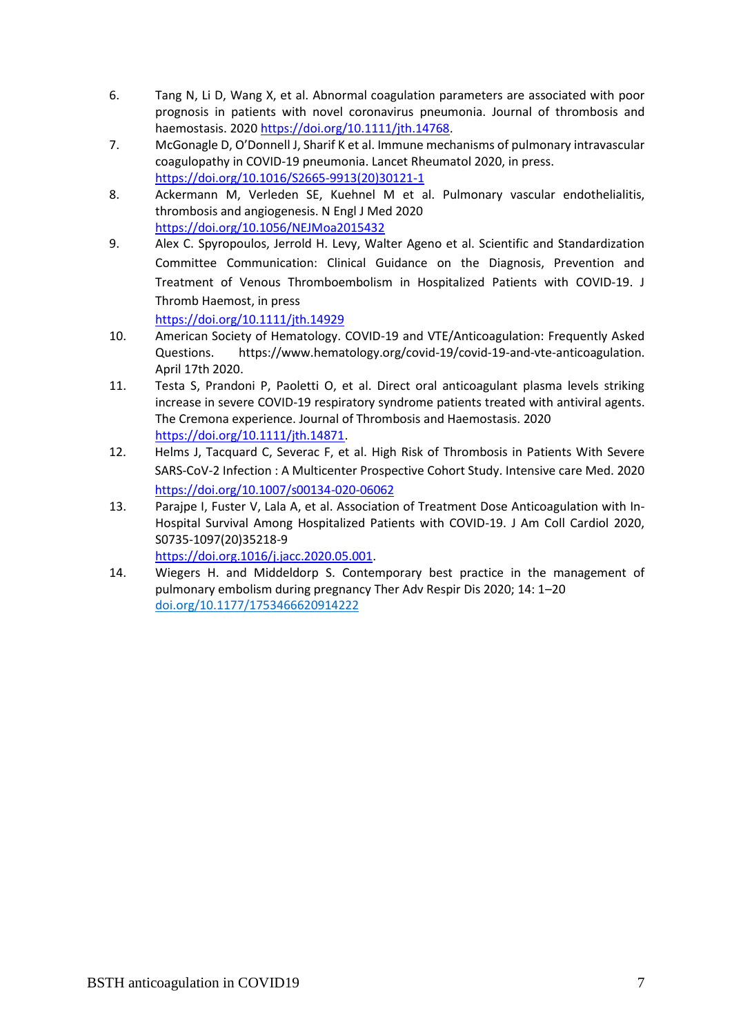6. Tang N, Li D, Wang X, et al. Abnormal coagulation parameters are associated with poor prognosis in patients with novel coronavirus pneumonia. Journal of thrombosis and haemostasis. 2020 https://doi.org/10.1111/jth.14768.
7. McGonagle D, O'Donnell J, Sharif K et al. Immune mechanisms of pulmonary intravascular coagulopathy in COVID-19 pneumonia. Lancet Rheumatol 2020, in press. https://doi.org/10.1016/S2665-9913(20)30121-1
8. Ackermann M, Verleden SE, Kuehnel M et al. Pulmonary vascular endothelialitis, thrombosis and angiogenesis. N Engl J Med 2020 https://doi.org/10.1056/NEJMoa2015432
9. Alex C. Spyropoulos, Jerrold H. Levy, Walter Ageno et al. Scientific and Standardization Committee Communication: Clinical Guidance on the Diagnosis, Prevention and Treatment of Venous Thromboembolism in Hospitalized Patients with COVID-19. J Thromb Haemost, in press https://doi.org/10.1111/jth.14929
10. American Society of Hematology. COVID-19 and VTE/Anticoagulation: Frequently Asked Questions. https://www.hematology.org/covid-19/covid-19-and-vte-anticoagulation. April 17th 2020.
11. Testa S, Prandoni P, Paoletti O, et al. Direct oral anticoagulant plasma levels striking increase in severe COVID-19 respiratory syndrome patients treated with antiviral agents. The Cremona experience. Journal of Thrombosis and Haemostasis. 2020 https://doi.org/10.1111/jth.14871.
12. Helms J, Tacquard C, Severac F, et al. High Risk of Thrombosis in Patients With Severe SARS-CoV-2 Infection : A Multicenter Prospective Cohort Study. Intensive care Med. 2020 https://doi.org/10.1007/s00134-020-06062
13. Parajpe I, Fuster V, Lala A, et al. Association of Treatment Dose Anticoagulation with In-Hospital Survival Among Hospitalized Patients with COVID-19. J Am Coll Cardiol 2020, S0735-1097(20)35218-9 https://doi.org.1016/j.jacc.2020.05.001.
14. Wiegers H. and Middeldorp S. Contemporary best practice in the management of pulmonary embolism during pregnancy Ther Adv Respir Dis 2020; 14: 1–20 doi.org/10.1177/1753466620914222